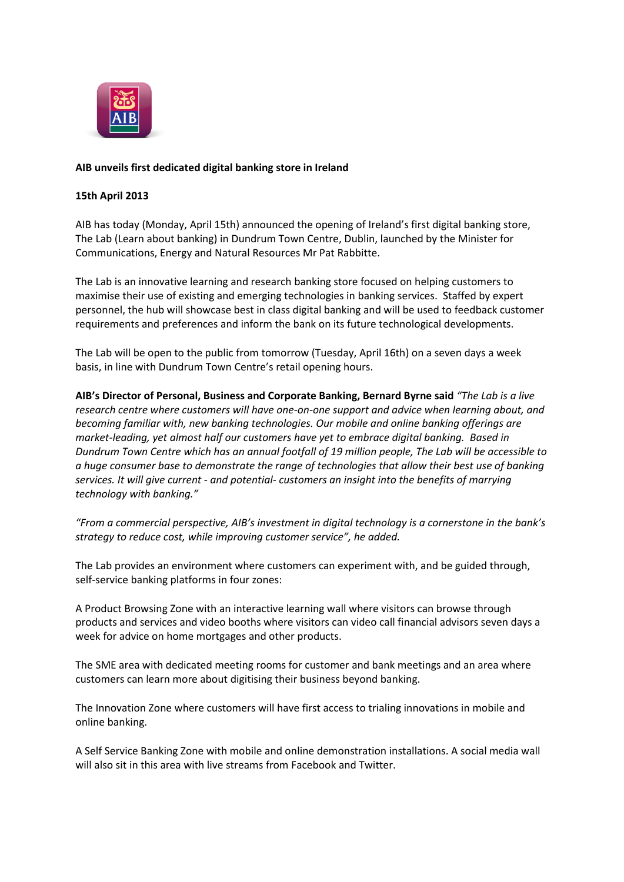**AIB unveils first dedicated digital banking store in Ireland**

**15th April 2013**

AIB has today (Monday, April 15th) announced the opening of Ireland's first digital banking store, The Lab (Learn about banking) in Dundrum Town Centre, Dublin, launched by the Minister for Communications, Energy and Natural Resources Mr Pat Rabbitte.

The Lab is an innovative learning and research banking store focused on helping customers to maximise their use of existing and emerging technologies in banking services. Staffed by expert personnel, the hub will showcase best in class digital banking and will be used to feedback customer requirements and preferences and inform the bank on its future technological developments.

The Lab will be open to the public from tomorrow (Tuesday, April 16th) on a seven days a week basis, in line with Dundrum Town Centre's retail opening hours.

**AIB's Director of Personal, Business and Corporate Banking, Bernard Byrne said** *"The Lab is a live research centre where customers will have one-on-one support and advice when learning about, and becoming familiar with, new banking technologies. Our mobile and online banking offerings are market-leading, yet almost half our customers have yet to embrace digital banking. Based in Dundrum Town Centre which has an annual footfall of 19 million people, The Lab will be accessible to a huge consumer base to demonstrate the range of technologies that allow their best use of banking services. It will give current - and potential- customers an insight into the benefits of marrying technology with banking."*

*"From a commercial perspective, AIB's investment in digital technology is a cornerstone in the bank's strategy to reduce cost, while improving customer service", he added.*

The Lab provides an environment where customers can experiment with, and be guided through, self-service banking platforms in four zones:

A Product Browsing Zone with an interactive learning wall where visitors can browse through products and services and video booths where visitors can video call financial advisors seven days a week for advice on home mortgages and other products.

The SME area with dedicated meeting rooms for customer and bank meetings and an area where customers can learn more about digitising their business beyond banking.

The Innovation Zone where customers will have first access to trialing innovations in mobile and online banking.

A Self Service Banking Zone with mobile and online demonstration installations. A social media wall will also sit in this area with live streams from Facebook and Twitter.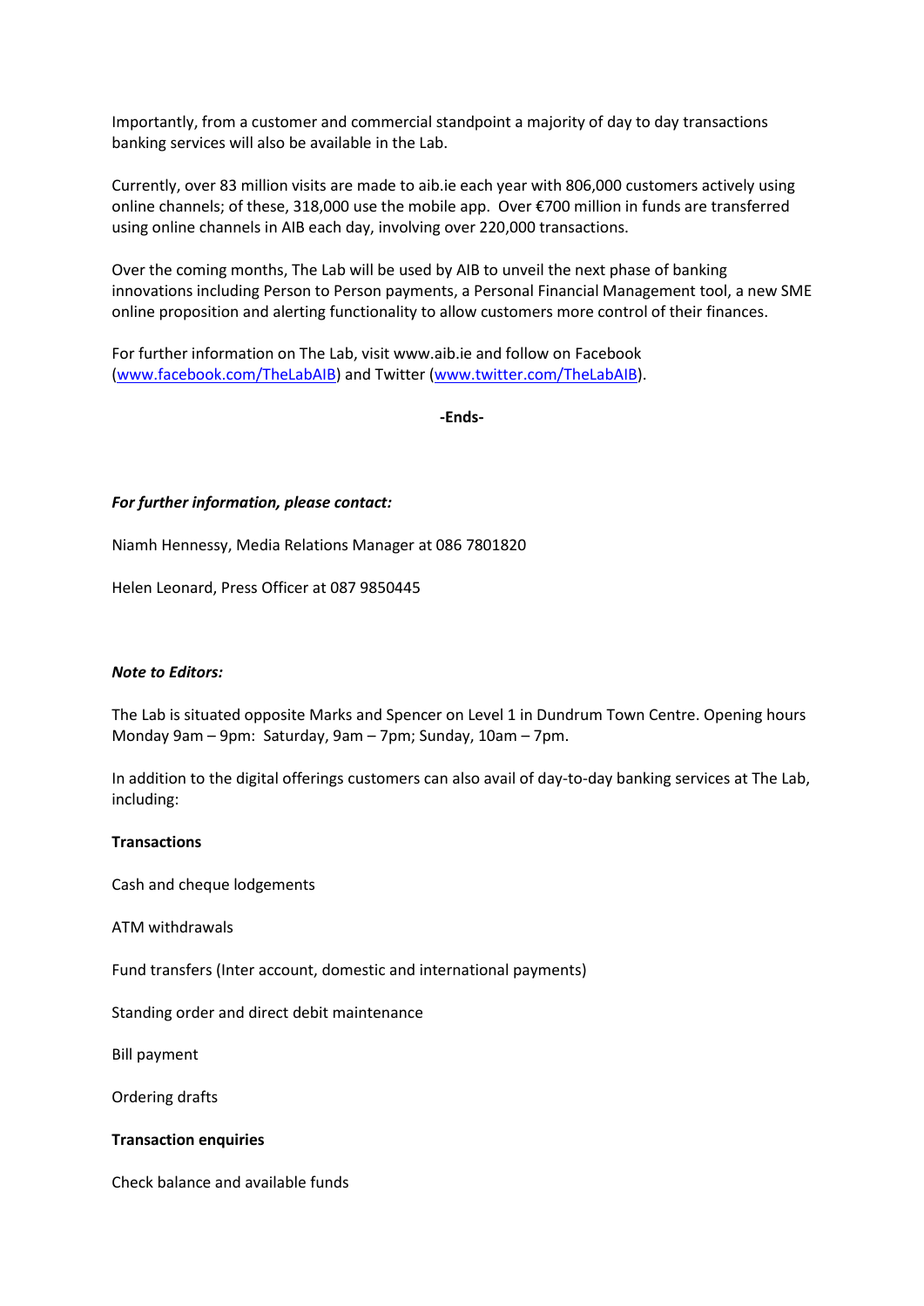Importantly, from a customer and commercial standpoint a majority of day to day transactions banking services will also be available in the Lab.

Currently, over 83 million visits are made to aib.ie each year with 806,000 customers actively using online channels; of these, 318,000 use the mobile app. Over €700 million in funds are transferred using online channels in AIB each day, involving over 220,000 transactions.

Over the coming months, The Lab will be used by AIB to unveil the next phase of banking innovations including Person to Person payments, a Personal Financial Management tool, a new SME online proposition and alerting functionality to allow customers more control of their finances.

For further information on The Lab, visit www.aib.ie and follow on Facebook (www.facebook.com/TheLabAIB) and Twitter (www.twitter.com/TheLabAIB).

**-Ends-**

***For further information, please contact:***

Niamh Hennessy, Media Relations Manager at 086 7801820

Helen Leonard, Press Officer at 087 9850445

***Note to Editors:***

The Lab is situated opposite Marks and Spencer on Level 1 in Dundrum Town Centre. Opening hours Monday 9am – 9pm: Saturday, 9am – 7pm; Sunday, 10am – 7pm.

In addition to the digital offerings customers can also avail of day-to-day banking services at The Lab, including:

**Transactions**

Cash and cheque lodgements

ATM withdrawals

Fund transfers (Inter account, domestic and international payments)

Standing order and direct debit maintenance

Bill payment

Ordering drafts

**Transaction enquiries**

Check balance and available funds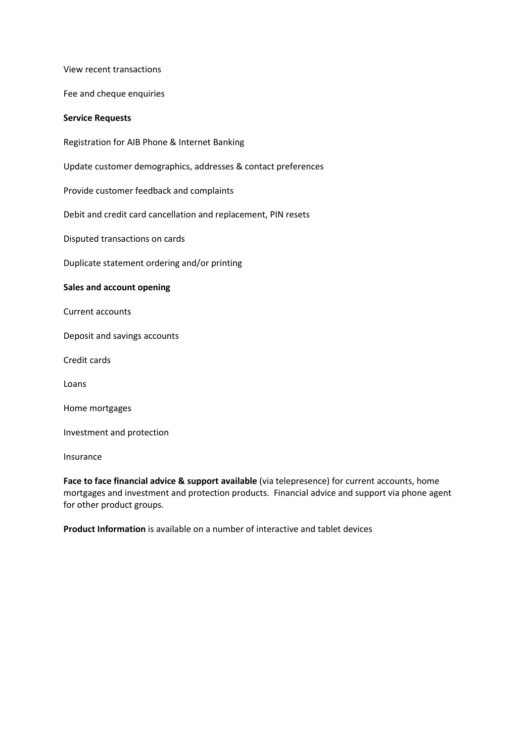View recent transactions

Fee and cheque enquiries

**Service Requests**

Registration for AIB Phone & Internet Banking

Update customer demographics, addresses & contact preferences

Provide customer feedback and complaints

Debit and credit card cancellation and replacement, PIN resets

Disputed transactions on cards

Duplicate statement ordering and/or printing

**Sales and account opening**

Current accounts

Deposit and savings accounts

Credit cards

Loans

Home mortgages

Investment and protection

Insurance

**Face to face financial advice & support available** (via telepresence) for current accounts, home mortgages and investment and protection products. Financial advice and support via phone agent for other product groups.

**Product Information** is available on a number of interactive and tablet devices